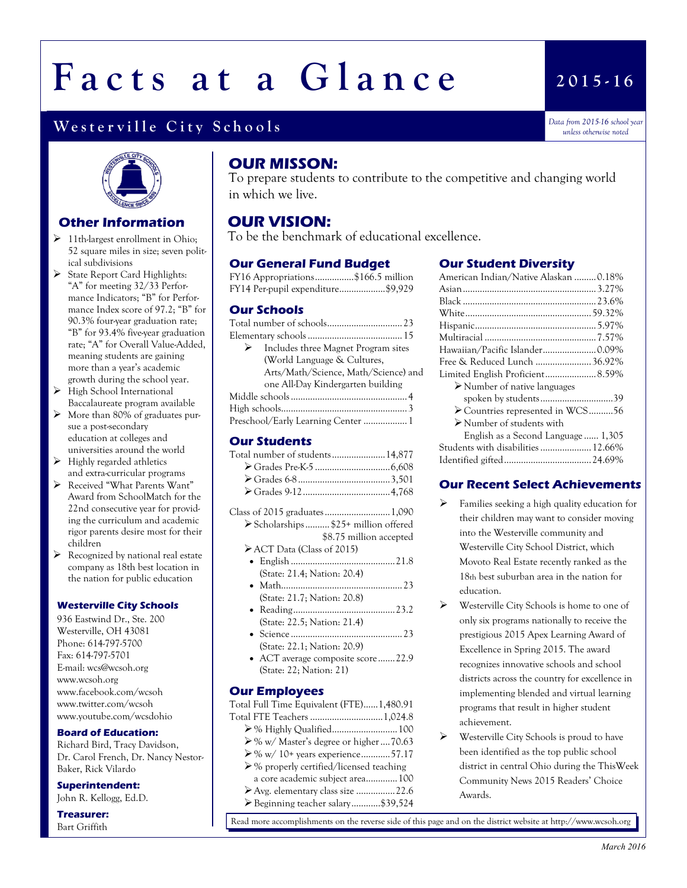# Facts at a Glance

**2015-16**

## Westerville City Schools

*Data from 2015-16 school year unless otherwise noted*

### Other Information

- 11th-largest enrollment in Ohio; 52 square miles in size; seven political subdivisions
- State Report Card Highlights: "A" for meeting 32/33 Performance Indicators; "B" for Performance Index score of 97.2; "B" for 90.3% four-year graduation rate; "B" for 93.4% five-year graduation rate; "A" for Overall Value-Added, meaning students are gaining more than a year's academic growth during the school year.
- High School International Baccalaureate program available
- More than 80% of graduates pursue a post-secondary education at colleges and universities around the world
- Highly regarded athletics and extra-curricular programs
- Received "What Parents Want" Award from SchoolMatch for the 22nd consecutive year for providing the curriculum and academic rigor parents desire most for their children
- Recognized by national real estate company as 18th best location in the nation for public education

### Westerville City Schools

936 Eastwind Dr., Ste. 200
Westerville, OH 43081
Phone: 614-797-5700
Fax: 614-797-5701
E-mail: wcs@wcsoh.org
www.wcsoh.org
www.facebook.com/wcsoh
www.twitter.com/wcsoh
www.youtube.com/wcsdohio

### Board of Education:

Richard Bird, Tracy Davidson, Dr. Carol French, Dr. Nancy Nestor-Baker, Rick Vilardo

### Superintendent:

John R. Kellogg, Ed.D.

### Treasurer:

Bart Griffith

## OUR MISSON:

To prepare students to contribute to the competitive and changing world in which we live.

## OUR VISION:

To be the benchmark of educational excellence.

### Our General Fund Budget

FY16 Appropriations................$166.5 million
FY14 Per-pupil expenditure...................$9,929

### Our Schools

Total number of schools.............................. 23
Elementary schools ...................................... 15
- Includes three Magnet Program sites (World Language & Cultures, Arts/Math/Science, Math/Science) and one All-Day Kindergarten building

Middle schools ............................................... 4
High schools.................................................... 3
Preschool/Early Learning Center .................. 1

### Our Students

Total number of students...................... 14,877
- Grades Pre-K-5 ............................... 6,608
- Grades 6-8 ...................................... 3,501
- Grades 9-12 .................................... 4,768

Class of 2015 graduates ........................... 1,090
- Scholarships .......... $25+ million offered; $8.75 million accepted
- ACT Data (Class of 2015)
  - English ........................................... 21.8 (State: 21.4; Nation: 20.4)
  - Math................................................. 23 (State: 21.7; Nation: 20.8)
  - Reading .......................................... 23.2 (State: 22.5; Nation: 21.4)
  - Science ............................................. 23 (State: 22.1; Nation: 20.9)
  - ACT average composite score ....... 22.9 (State: 22; Nation: 21)

### Our Employees

Total Full Time Equivalent (FTE)...... 1,480.91
Total FTE Teachers .............................. 1,024.8
- % Highly Qualified........................... 100
- % w/ Master's degree or higher .... 70.63
- % w/ 10+ years experience............ 57.17
- % properly certified/licensed teaching a core academic subject area............. 100
- Avg. elementary class size ................ 22.6
- Beginning teacher salary............ $39,524

### Our Student Diversity

American Indian/Native Alaskan ......... 0.18%
Asian ....................................................... 3.27%
Black ....................................................... 23.6%
White .................................................... 59.32%
Hispanic.................................................. 5.97%
Multiracial .............................................. 7.57%
Hawaiian/Pacific Islander...................... 0.09%
Free & Reduced Lunch ....................... 36.92%
Limited English Proficient..................... 8.59%
- Number of native languages spoken by students.............................. 39
- Countries represented in WCS.......... 56
- Number of students with English as a Second Language ...... 1,305

Students with disabilities ..................... 12.66%
Identified gifted.................................... 24.69%

### Our Recent Select Achievements

- Families seeking a high quality education for their children may want to consider moving into the Westerville community and Westerville City School District, which Movoto Real Estate recently ranked as the 18th best suburban area in the nation for education.
- Westerville City Schools is home to one of only six programs nationally to receive the prestigious 2015 Apex Learning Award of Excellence in Spring 2015. The award recognizes innovative schools and school districts across the country for excellence in implementing blended and virtual learning programs that result in higher student achievement.
- Westerville City Schools is proud to have been identified as the top public school district in central Ohio during the ThisWeek Community News 2015 Readers' Choice Awards.

Read more accomplishments on the reverse side of this page and on the district website at http://www.wcsoh.org

*March 2016*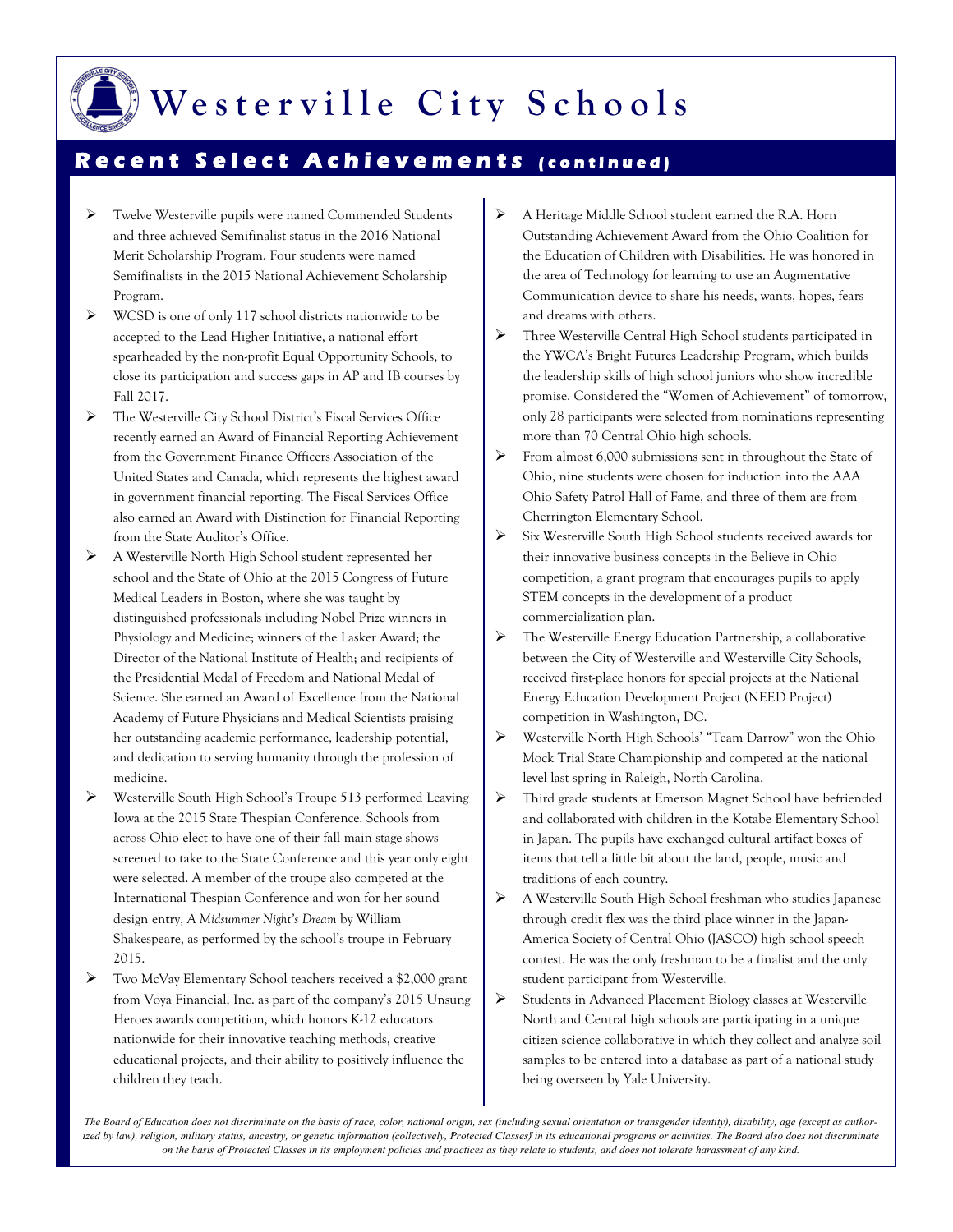# Westerville City Schools

## Recent Select Achievements *(continued)*

- Twelve Westerville pupils were named Commended Students and three achieved Semifinalist status in the 2016 National Merit Scholarship Program. Four students were named Semifinalists in the 2015 National Achievement Scholarship Program.
- WCSD is one of only 117 school districts nationwide to be accepted to the Lead Higher Initiative, a national effort spearheaded by the non-profit Equal Opportunity Schools, to close its participation and success gaps in AP and IB courses by Fall 2017.
- The Westerville City School District's Fiscal Services Office recently earned an Award of Financial Reporting Achievement from the Government Finance Officers Association of the United States and Canada, which represents the highest award in government financial reporting. The Fiscal Services Office also earned an Award with Distinction for Financial Reporting from the State Auditor's Office.
- A Westerville North High School student represented her school and the State of Ohio at the 2015 Congress of Future Medical Leaders in Boston, where she was taught by distinguished professionals including Nobel Prize winners in Physiology and Medicine; winners of the Lasker Award; the Director of the National Institute of Health; and recipients of the Presidential Medal of Freedom and National Medal of Science. She earned an Award of Excellence from the National Academy of Future Physicians and Medical Scientists praising her outstanding academic performance, leadership potential, and dedication to serving humanity through the profession of medicine.
- Westerville South High School's Troupe 513 performed Leaving Iowa at the 2015 State Thespian Conference. Schools from across Ohio elect to have one of their fall main stage shows screened to take to the State Conference and this year only eight were selected. A member of the troupe also competed at the International Thespian Conference and won for her sound design entry, *A Midsummer Night's Dream* by William Shakespeare, as performed by the school's troupe in February 2015.
- Two McVay Elementary School teachers received a $2,000 grant from Voya Financial, Inc. as part of the company's 2015 Unsung Heroes awards competition, which honors K-12 educators nationwide for their innovative teaching methods, creative educational projects, and their ability to positively influence the children they teach.
- A Heritage Middle School student earned the R.A. Horn Outstanding Achievement Award from the Ohio Coalition for the Education of Children with Disabilities. He was honored in the area of Technology for learning to use an Augmentative Communication device to share his needs, wants, hopes, fears and dreams with others.
- Three Westerville Central High School students participated in the YWCA's Bright Futures Leadership Program, which builds the leadership skills of high school juniors who show incredible promise. Considered the "Women of Achievement" of tomorrow, only 28 participants were selected from nominations representing more than 70 Central Ohio high schools.
- From almost 6,000 submissions sent in throughout the State of Ohio, nine students were chosen for induction into the AAA Ohio Safety Patrol Hall of Fame, and three of them are from Cherrington Elementary School.
- Six Westerville South High School students received awards for their innovative business concepts in the Believe in Ohio competition, a grant program that encourages pupils to apply STEM concepts in the development of a product commercialization plan.
- The Westerville Energy Education Partnership, a collaborative between the City of Westerville and Westerville City Schools, received first-place honors for special projects at the National Energy Education Development Project (NEED Project) competition in Washington, DC.
- Westerville North High Schools' "Team Darrow" won the Ohio Mock Trial State Championship and competed at the national level last spring in Raleigh, North Carolina.
- Third grade students at Emerson Magnet School have befriended and collaborated with children in the Kotabe Elementary School in Japan. The pupils have exchanged cultural artifact boxes of items that tell a little bit about the land, people, music and traditions of each country.
- A Westerville South High School freshman who studies Japanese through credit flex was the third place winner in the Japan-America Society of Central Ohio (JASCO) high school speech contest. He was the only freshman to be a finalist and the only student participant from Westerville.
- Students in Advanced Placement Biology classes at Westerville North and Central high schools are participating in a unique citizen science collaborative in which they collect and analyze soil samples to be entered into a database as part of a national study being overseen by Yale University.

*The Board of Education does not discriminate on the basis of race, color, national origin, sex (including sexual orientation or transgender identity), disability, age (except as authorized by law), religion, military status, ancestry, or genetic information (collectively, "Protected Classes") in its educational programs or activities. The Board also does not discriminate on the basis of Protected Classes in its employment policies and practices as they relate to students, and does not tolerate harassment of any kind.*